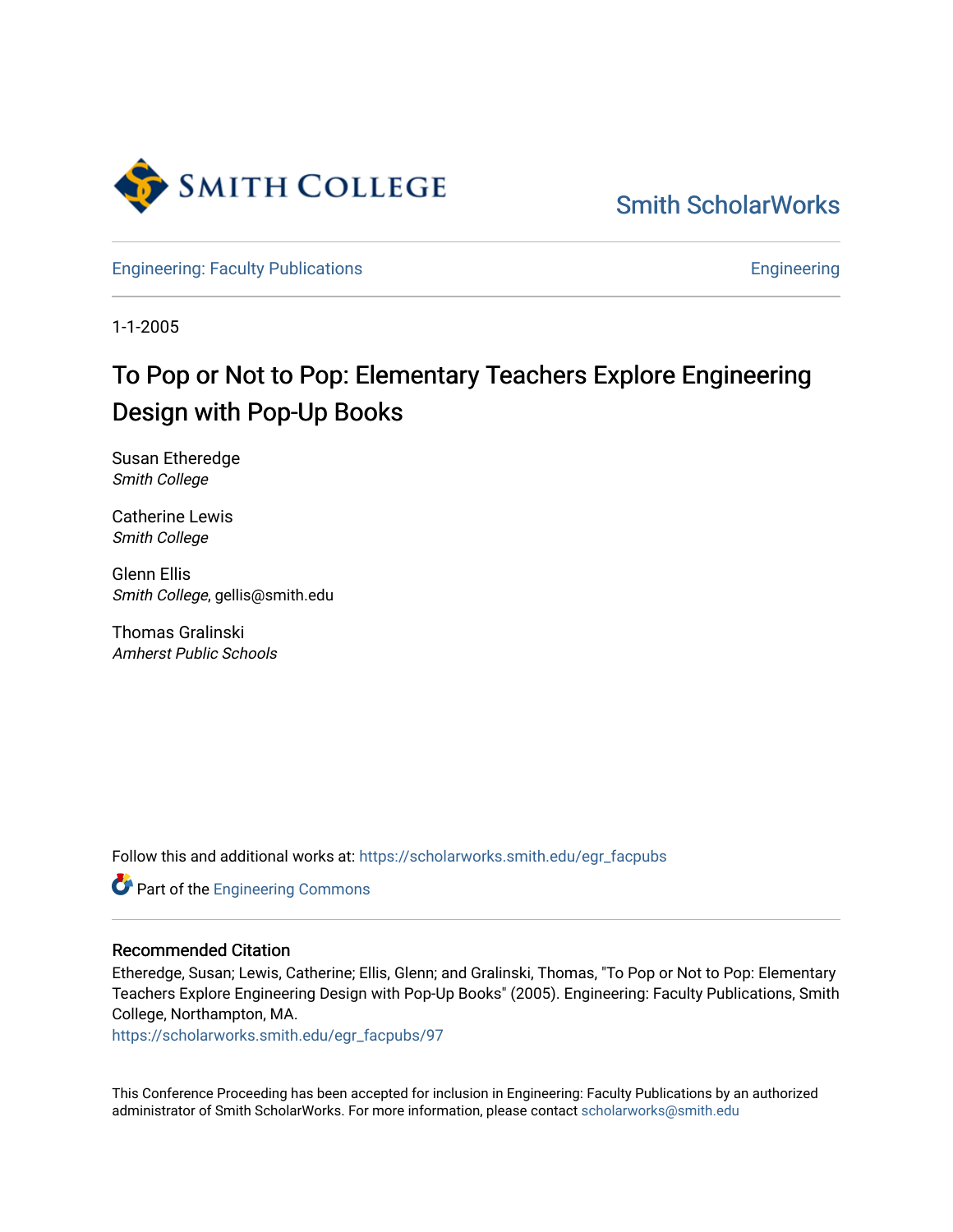Smith College

Smith ScholarWorks

Engineering: Faculty Publications

Engineering

1-1-2005

# To Pop or Not to Pop: Elementary Teachers Explore Engineering Design with Pop-Up Books

Susan Etheredge
*Smith College*

Catherine Lewis
*Smith College*

Glenn Ellis
*Smith College*, gellis@smith.edu

Thomas Gralinski
*Amherst Public Schools*

Follow this and additional works at: https://scholarworks.smith.edu/egr_facpubs

Part of the Engineering Commons

## Recommended Citation

Etheredge, Susan; Lewis, Catherine; Ellis, Glenn; and Gralinski, Thomas, "To Pop or Not to Pop: Elementary Teachers Explore Engineering Design with Pop-Up Books" (2005). Engineering: Faculty Publications, Smith College, Northampton, MA.
https://scholarworks.smith.edu/egr_facpubs/97

This Conference Proceeding has been accepted for inclusion in Engineering: Faculty Publications by an authorized administrator of Smith ScholarWorks. For more information, please contact scholarworks@smith.edu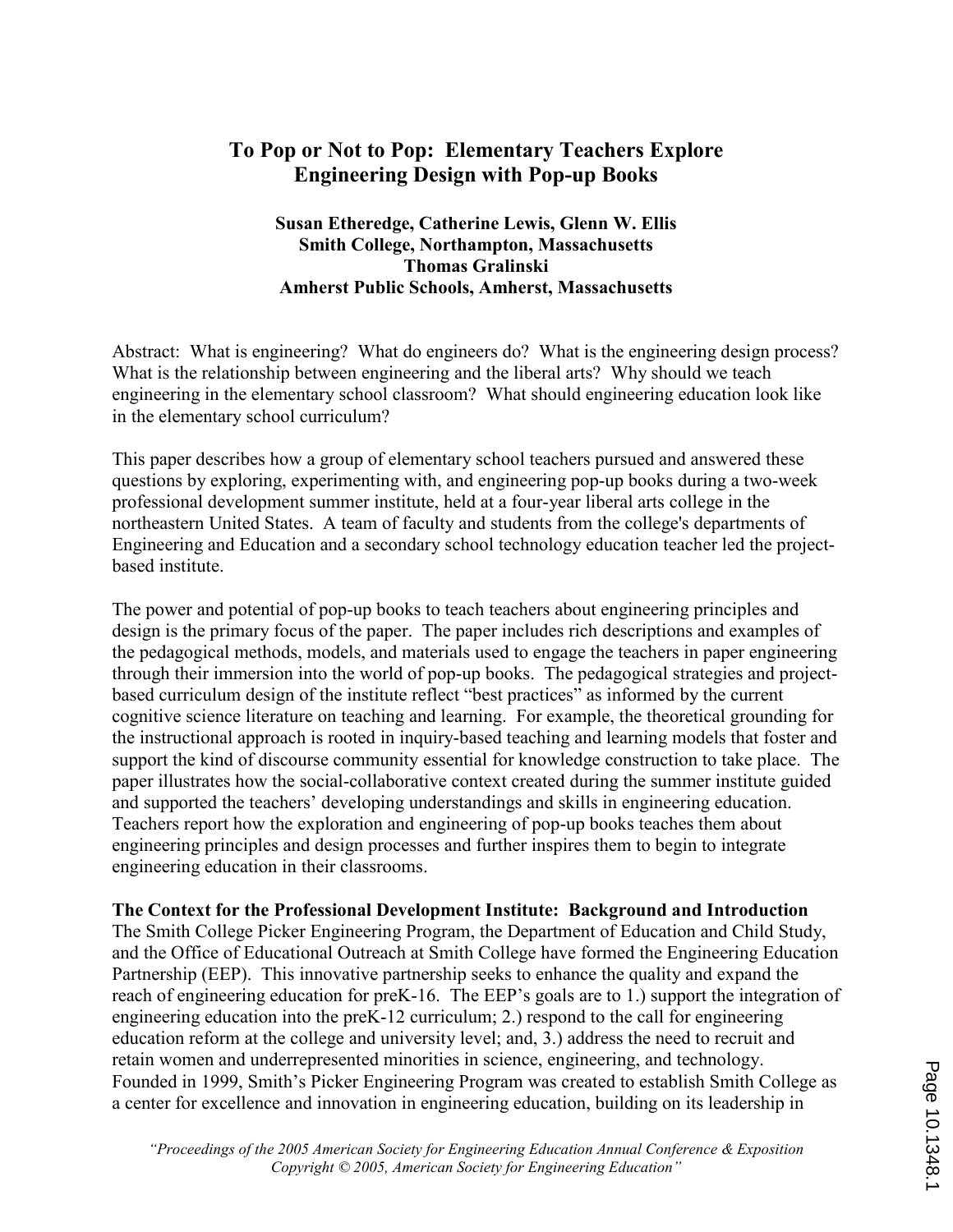# To Pop or Not to Pop: Elementary Teachers Explore Engineering Design with Pop-up Books

**Susan Etheredge, Catherine Lewis, Glenn W. Ellis**
**Smith College, Northampton, Massachusetts**
**Thomas Gralinski**
**Amherst Public Schools, Amherst, Massachusetts**

Abstract: What is engineering? What do engineers do? What is the engineering design process? What is the relationship between engineering and the liberal arts? Why should we teach engineering in the elementary school classroom? What should engineering education look like in the elementary school curriculum?

This paper describes how a group of elementary school teachers pursued and answered these questions by exploring, experimenting with, and engineering pop-up books during a two-week professional development summer institute, held at a four-year liberal arts college in the northeastern United States. A team of faculty and students from the college's departments of Engineering and Education and a secondary school technology education teacher led the project-based institute.

The power and potential of pop-up books to teach teachers about engineering principles and design is the primary focus of the paper. The paper includes rich descriptions and examples of the pedagogical methods, models, and materials used to engage the teachers in paper engineering through their immersion into the world of pop-up books. The pedagogical strategies and project-based curriculum design of the institute reflect "best practices" as informed by the current cognitive science literature on teaching and learning. For example, the theoretical grounding for the instructional approach is rooted in inquiry-based teaching and learning models that foster and support the kind of discourse community essential for knowledge construction to take place. The paper illustrates how the social-collaborative context created during the summer institute guided and supported the teachers' developing understandings and skills in engineering education. Teachers report how the exploration and engineering of pop-up books teaches them about engineering principles and design processes and further inspires them to begin to integrate engineering education in their classrooms.

**The Context for the Professional Development Institute: Background and Introduction**
The Smith College Picker Engineering Program, the Department of Education and Child Study, and the Office of Educational Outreach at Smith College have formed the Engineering Education Partnership (EEP). This innovative partnership seeks to enhance the quality and expand the reach of engineering education for preK-16. The EEP's goals are to 1.) support the integration of engineering education into the preK-12 curriculum; 2.) respond to the call for engineering education reform at the college and university level; and, 3.) address the need to recruit and retain women and underrepresented minorities in science, engineering, and technology. Founded in 1999, Smith's Picker Engineering Program was created to establish Smith College as a center for excellence and innovation in engineering education, building on its leadership in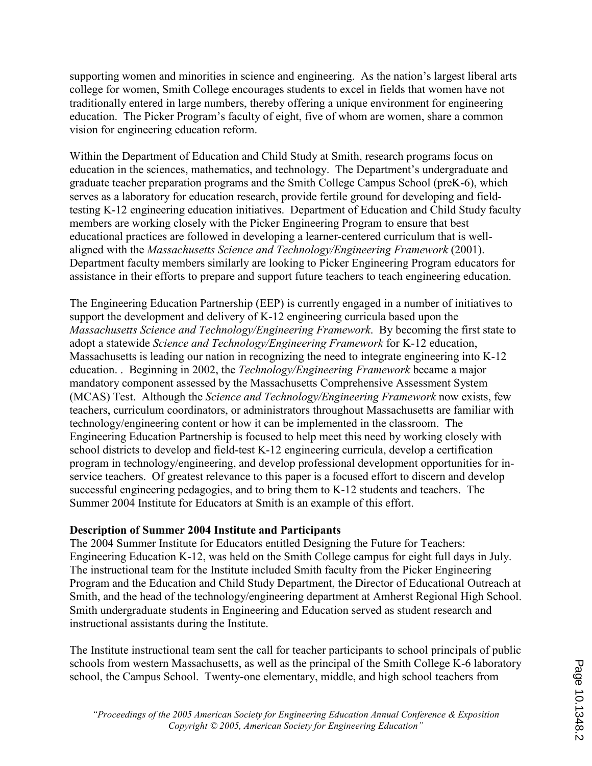supporting women and minorities in science and engineering. As the nation's largest liberal arts college for women, Smith College encourages students to excel in fields that women have not traditionally entered in large numbers, thereby offering a unique environment for engineering education. The Picker Program's faculty of eight, five of whom are women, share a common vision for engineering education reform.

Within the Department of Education and Child Study at Smith, research programs focus on education in the sciences, mathematics, and technology. The Department's undergraduate and graduate teacher preparation programs and the Smith College Campus School (preK-6), which serves as a laboratory for education research, provide fertile ground for developing and field-testing K-12 engineering education initiatives. Department of Education and Child Study faculty members are working closely with the Picker Engineering Program to ensure that best educational practices are followed in developing a learner-centered curriculum that is well-aligned with the *Massachusetts Science and Technology/Engineering Framework* (2001). Department faculty members similarly are looking to Picker Engineering Program educators for assistance in their efforts to prepare and support future teachers to teach engineering education.

The Engineering Education Partnership (EEP) is currently engaged in a number of initiatives to support the development and delivery of K-12 engineering curricula based upon the *Massachusetts Science and Technology/Engineering Framework*. By becoming the first state to adopt a statewide *Science and Technology/Engineering Framework* for K-12 education, Massachusetts is leading our nation in recognizing the need to integrate engineering into K-12 education. . Beginning in 2002, the *Technology/Engineering Framework* became a major mandatory component assessed by the Massachusetts Comprehensive Assessment System (MCAS) Test. Although the *Science and Technology/Engineering Framework* now exists, few teachers, curriculum coordinators, or administrators throughout Massachusetts are familiar with technology/engineering content or how it can be implemented in the classroom. The Engineering Education Partnership is focused to help meet this need by working closely with school districts to develop and field-test K-12 engineering curricula, develop a certification program in technology/engineering, and develop professional development opportunities for in-service teachers. Of greatest relevance to this paper is a focused effort to discern and develop successful engineering pedagogies, and to bring them to K-12 students and teachers. The Summer 2004 Institute for Educators at Smith is an example of this effort.

**Description of Summer 2004 Institute and Participants**

The 2004 Summer Institute for Educators entitled Designing the Future for Teachers: Engineering Education K-12, was held on the Smith College campus for eight full days in July. The instructional team for the Institute included Smith faculty from the Picker Engineering Program and the Education and Child Study Department, the Director of Educational Outreach at Smith, and the head of the technology/engineering department at Amherst Regional High School. Smith undergraduate students in Engineering and Education served as student research and instructional assistants during the Institute.

The Institute instructional team sent the call for teacher participants to school principals of public schools from western Massachusetts, as well as the principal of the Smith College K-6 laboratory school, the Campus School. Twenty-one elementary, middle, and high school teachers from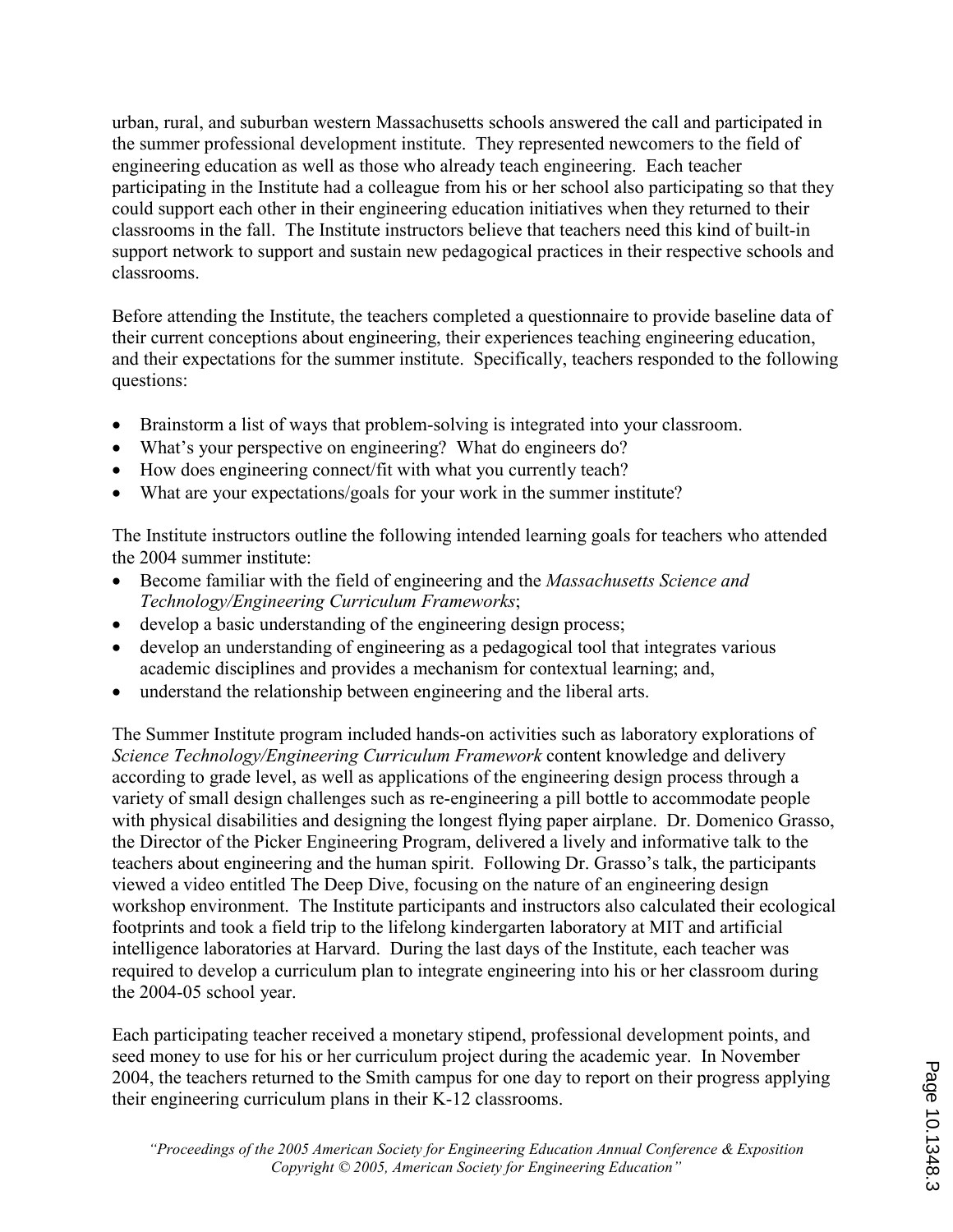urban, rural, and suburban western Massachusetts schools answered the call and participated in the summer professional development institute. They represented newcomers to the field of engineering education as well as those who already teach engineering. Each teacher participating in the Institute had a colleague from his or her school also participating so that they could support each other in their engineering education initiatives when they returned to their classrooms in the fall. The Institute instructors believe that teachers need this kind of built-in support network to support and sustain new pedagogical practices in their respective schools and classrooms.

Before attending the Institute, the teachers completed a questionnaire to provide baseline data of their current conceptions about engineering, their experiences teaching engineering education, and their expectations for the summer institute. Specifically, teachers responded to the following questions:

- Brainstorm a list of ways that problem-solving is integrated into your classroom.
- What's your perspective on engineering? What do engineers do?
- How does engineering connect/fit with what you currently teach?
- What are your expectations/goals for your work in the summer institute?

The Institute instructors outline the following intended learning goals for teachers who attended the 2004 summer institute:

- Become familiar with the field of engineering and the *Massachusetts Science and Technology/Engineering Curriculum Frameworks*;
- develop a basic understanding of the engineering design process;
- develop an understanding of engineering as a pedagogical tool that integrates various academic disciplines and provides a mechanism for contextual learning; and,
- understand the relationship between engineering and the liberal arts.

The Summer Institute program included hands-on activities such as laboratory explorations of *Science Technology/Engineering Curriculum Framework* content knowledge and delivery according to grade level, as well as applications of the engineering design process through a variety of small design challenges such as re-engineering a pill bottle to accommodate people with physical disabilities and designing the longest flying paper airplane. Dr. Domenico Grasso, the Director of the Picker Engineering Program, delivered a lively and informative talk to the teachers about engineering and the human spirit. Following Dr. Grasso's talk, the participants viewed a video entitled The Deep Dive, focusing on the nature of an engineering design workshop environment. The Institute participants and instructors also calculated their ecological footprints and took a field trip to the lifelong kindergarten laboratory at MIT and artificial intelligence laboratories at Harvard. During the last days of the Institute, each teacher was required to develop a curriculum plan to integrate engineering into his or her classroom during the 2004-05 school year.

Each participating teacher received a monetary stipend, professional development points, and seed money to use for his or her curriculum project during the academic year. In November 2004, the teachers returned to the Smith campus for one day to report on their progress applying their engineering curriculum plans in their K-12 classrooms.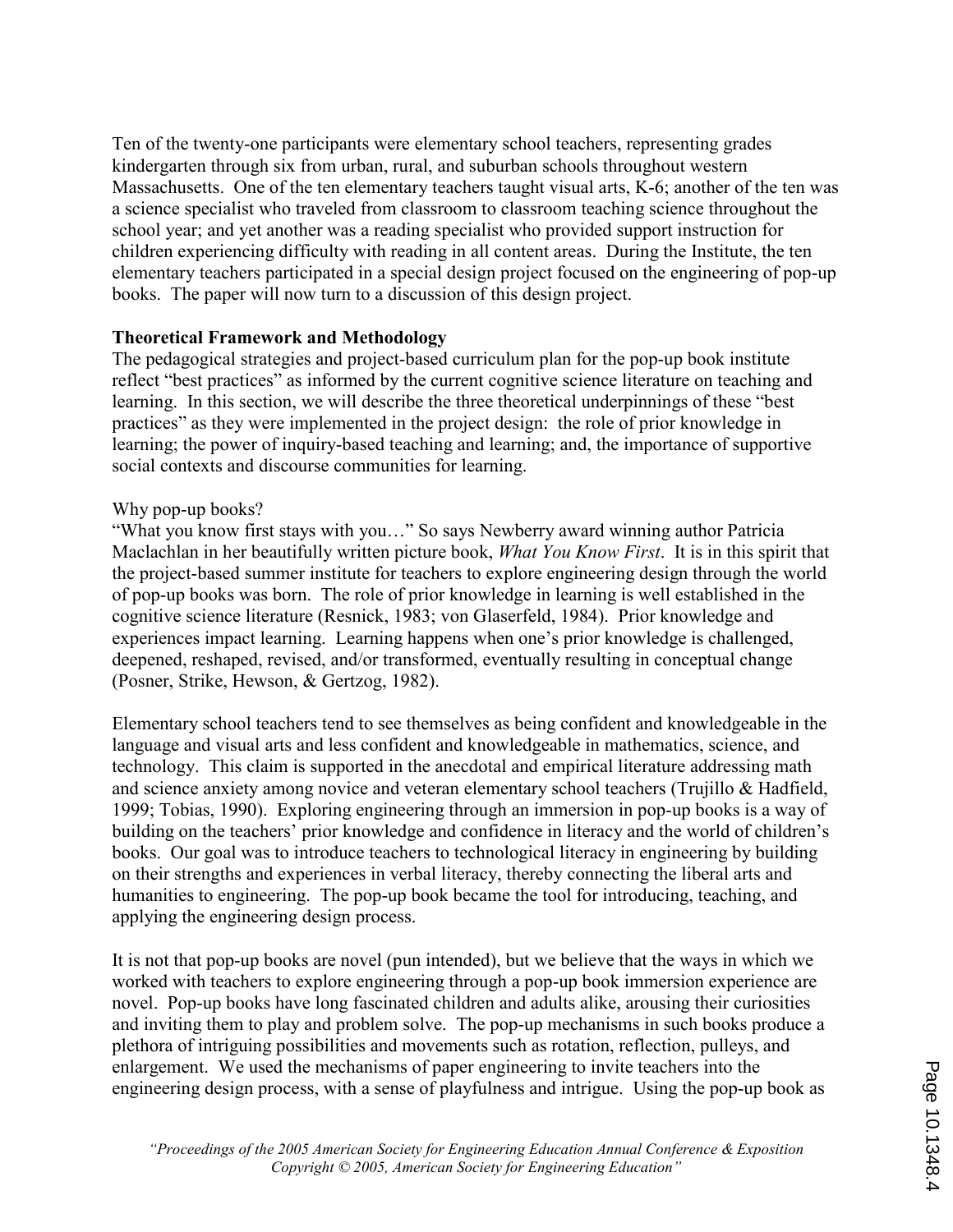Ten of the twenty-one participants were elementary school teachers, representing grades kindergarten through six from urban, rural, and suburban schools throughout western Massachusetts. One of the ten elementary teachers taught visual arts, K-6; another of the ten was a science specialist who traveled from classroom to classroom teaching science throughout the school year; and yet another was a reading specialist who provided support instruction for children experiencing difficulty with reading in all content areas. During the Institute, the ten elementary teachers participated in a special design project focused on the engineering of pop-up books. The paper will now turn to a discussion of this design project.

**Theoretical Framework and Methodology**

The pedagogical strategies and project-based curriculum plan for the pop-up book institute reflect "best practices" as informed by the current cognitive science literature on teaching and learning. In this section, we will describe the three theoretical underpinnings of these "best practices" as they were implemented in the project design: the role of prior knowledge in learning; the power of inquiry-based teaching and learning; and, the importance of supportive social contexts and discourse communities for learning.

Why pop-up books?

"What you know first stays with you…" So says Newberry award winning author Patricia Maclachlan in her beautifully written picture book, *What You Know First*. It is in this spirit that the project-based summer institute for teachers to explore engineering design through the world of pop-up books was born. The role of prior knowledge in learning is well established in the cognitive science literature (Resnick, 1983; von Glaserfeld, 1984). Prior knowledge and experiences impact learning. Learning happens when one's prior knowledge is challenged, deepened, reshaped, revised, and/or transformed, eventually resulting in conceptual change (Posner, Strike, Hewson, & Gertzog, 1982).

Elementary school teachers tend to see themselves as being confident and knowledgeable in the language and visual arts and less confident and knowledgeable in mathematics, science, and technology. This claim is supported in the anecdotal and empirical literature addressing math and science anxiety among novice and veteran elementary school teachers (Trujillo & Hadfield, 1999; Tobias, 1990). Exploring engineering through an immersion in pop-up books is a way of building on the teachers' prior knowledge and confidence in literacy and the world of children's books. Our goal was to introduce teachers to technological literacy in engineering by building on their strengths and experiences in verbal literacy, thereby connecting the liberal arts and humanities to engineering. The pop-up book became the tool for introducing, teaching, and applying the engineering design process.

It is not that pop-up books are novel (pun intended), but we believe that the ways in which we worked with teachers to explore engineering through a pop-up book immersion experience are novel. Pop-up books have long fascinated children and adults alike, arousing their curiosities and inviting them to play and problem solve. The pop-up mechanisms in such books produce a plethora of intriguing possibilities and movements such as rotation, reflection, pulleys, and enlargement. We used the mechanisms of paper engineering to invite teachers into the engineering design process, with a sense of playfulness and intrigue. Using the pop-up book as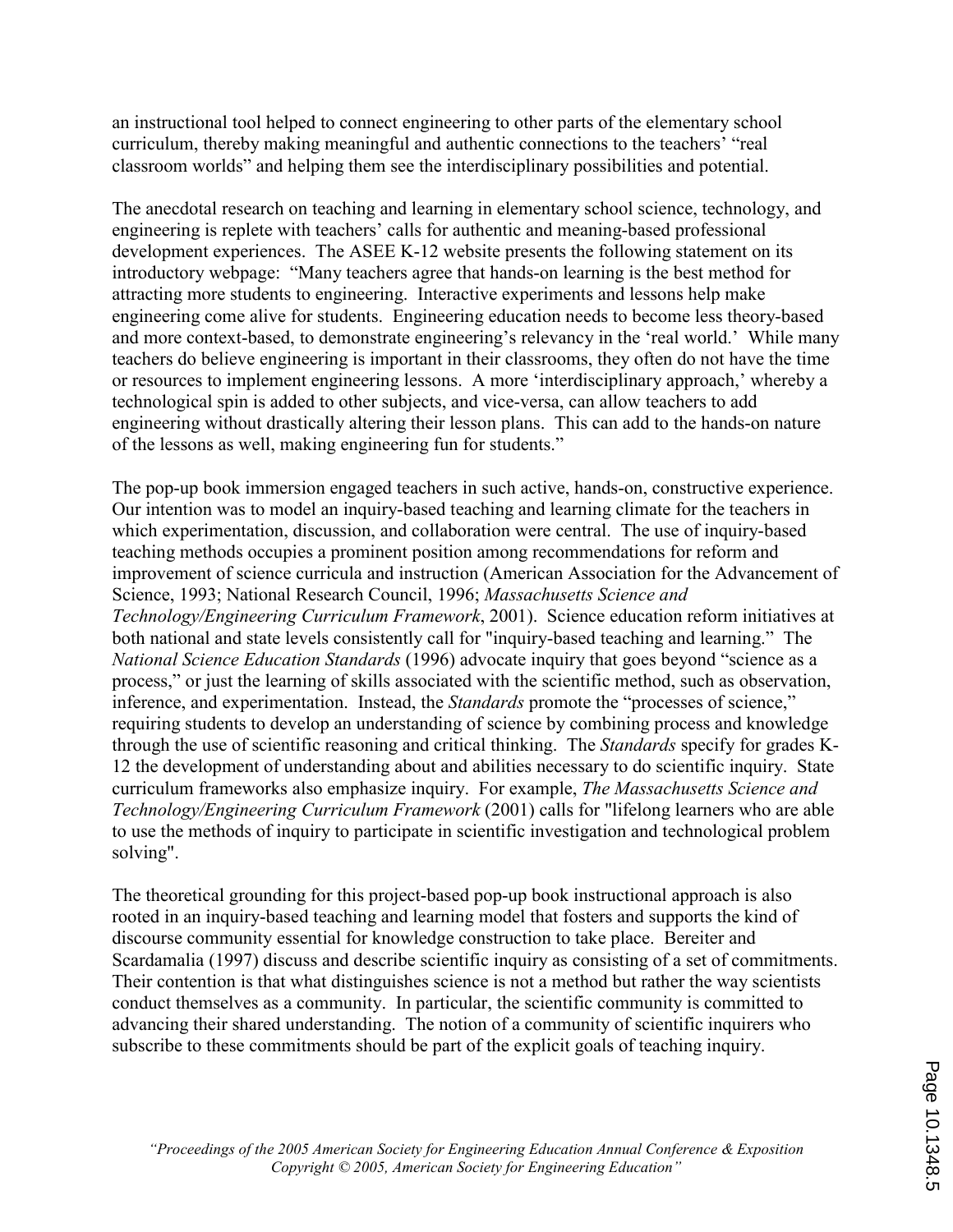an instructional tool helped to connect engineering to other parts of the elementary school curriculum, thereby making meaningful and authentic connections to the teachers' "real classroom worlds" and helping them see the interdisciplinary possibilities and potential.

The anecdotal research on teaching and learning in elementary school science, technology, and engineering is replete with teachers' calls for authentic and meaning-based professional development experiences. The ASEE K-12 website presents the following statement on its introductory webpage: "Many teachers agree that hands-on learning is the best method for attracting more students to engineering. Interactive experiments and lessons help make engineering come alive for students. Engineering education needs to become less theory-based and more context-based, to demonstrate engineering's relevancy in the 'real world.' While many teachers do believe engineering is important in their classrooms, they often do not have the time or resources to implement engineering lessons. A more 'interdisciplinary approach,' whereby a technological spin is added to other subjects, and vice-versa, can allow teachers to add engineering without drastically altering their lesson plans. This can add to the hands-on nature of the lessons as well, making engineering fun for students."

The pop-up book immersion engaged teachers in such active, hands-on, constructive experience. Our intention was to model an inquiry-based teaching and learning climate for the teachers in which experimentation, discussion, and collaboration were central. The use of inquiry-based teaching methods occupies a prominent position among recommendations for reform and improvement of science curricula and instruction (American Association for the Advancement of Science, 1993; National Research Council, 1996; *Massachusetts Science and Technology/Engineering Curriculum Framework*, 2001). Science education reform initiatives at both national and state levels consistently call for "inquiry-based teaching and learning." The *National Science Education Standards* (1996) advocate inquiry that goes beyond "science as a process," or just the learning of skills associated with the scientific method, such as observation, inference, and experimentation. Instead, the *Standards* promote the "processes of science," requiring students to develop an understanding of science by combining process and knowledge through the use of scientific reasoning and critical thinking. The *Standards* specify for grades K-12 the development of understanding about and abilities necessary to do scientific inquiry. State curriculum frameworks also emphasize inquiry. For example, *The Massachusetts Science and Technology/Engineering Curriculum Framework* (2001) calls for "lifelong learners who are able to use the methods of inquiry to participate in scientific investigation and technological problem solving".

The theoretical grounding for this project-based pop-up book instructional approach is also rooted in an inquiry-based teaching and learning model that fosters and supports the kind of discourse community essential for knowledge construction to take place. Bereiter and Scardamalia (1997) discuss and describe scientific inquiry as consisting of a set of commitments. Their contention is that what distinguishes science is not a method but rather the way scientists conduct themselves as a community. In particular, the scientific community is committed to advancing their shared understanding. The notion of a community of scientific inquirers who subscribe to these commitments should be part of the explicit goals of teaching inquiry.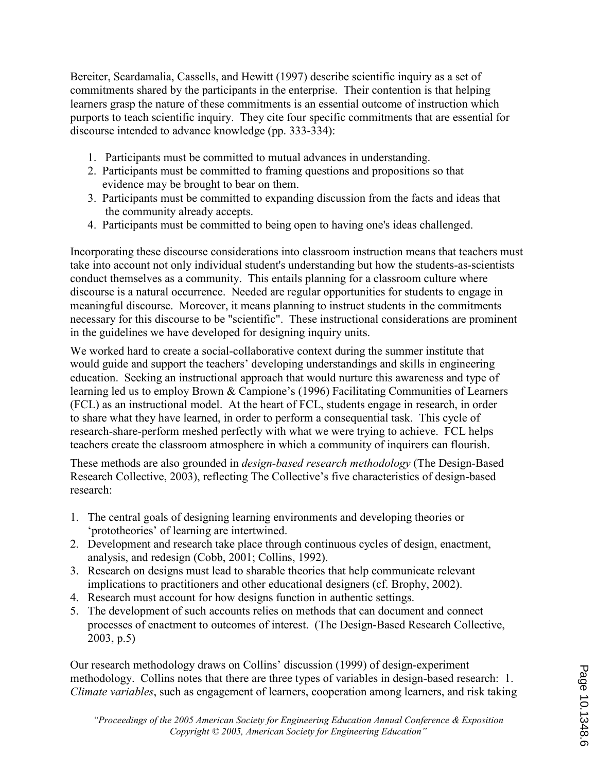Bereiter, Scardamalia, Cassells, and Hewitt (1997) describe scientific inquiry as a set of commitments shared by the participants in the enterprise. Their contention is that helping learners grasp the nature of these commitments is an essential outcome of instruction which purports to teach scientific inquiry. They cite four specific commitments that are essential for discourse intended to advance knowledge (pp. 333-334):

1. Participants must be committed to mutual advances in understanding.
2. Participants must be committed to framing questions and propositions so that evidence may be brought to bear on them.
3. Participants must be committed to expanding discussion from the facts and ideas that the community already accepts.
4. Participants must be committed to being open to having one's ideas challenged.

Incorporating these discourse considerations into classroom instruction means that teachers must take into account not only individual student's understanding but how the students-as-scientists conduct themselves as a community. This entails planning for a classroom culture where discourse is a natural occurrence. Needed are regular opportunities for students to engage in meaningful discourse. Moreover, it means planning to instruct students in the commitments necessary for this discourse to be "scientific". These instructional considerations are prominent in the guidelines we have developed for designing inquiry units.

We worked hard to create a social-collaborative context during the summer institute that would guide and support the teachers' developing understandings and skills in engineering education. Seeking an instructional approach that would nurture this awareness and type of learning led us to employ Brown & Campione's (1996) Facilitating Communities of Learners (FCL) as an instructional model. At the heart of FCL, students engage in research, in order to share what they have learned, in order to perform a consequential task. This cycle of research-share-perform meshed perfectly with what we were trying to achieve. FCL helps teachers create the classroom atmosphere in which a community of inquirers can flourish.

These methods are also grounded in *design-based research methodology* (The Design-Based Research Collective, 2003), reflecting The Collective's five characteristics of design-based research:

1. The central goals of designing learning environments and developing theories or 'prototheories' of learning are intertwined.
2. Development and research take place through continuous cycles of design, enactment, analysis, and redesign (Cobb, 2001; Collins, 1992).
3. Research on designs must lead to sharable theories that help communicate relevant implications to practitioners and other educational designers (cf. Brophy, 2002).
4. Research must account for how designs function in authentic settings.
5. The development of such accounts relies on methods that can document and connect processes of enactment to outcomes of interest. (The Design-Based Research Collective, 2003, p.5)

Our research methodology draws on Collins' discussion (1999) of design-experiment methodology. Collins notes that there are three types of variables in design-based research: 1. *Climate variables*, such as engagement of learners, cooperation among learners, and risk taking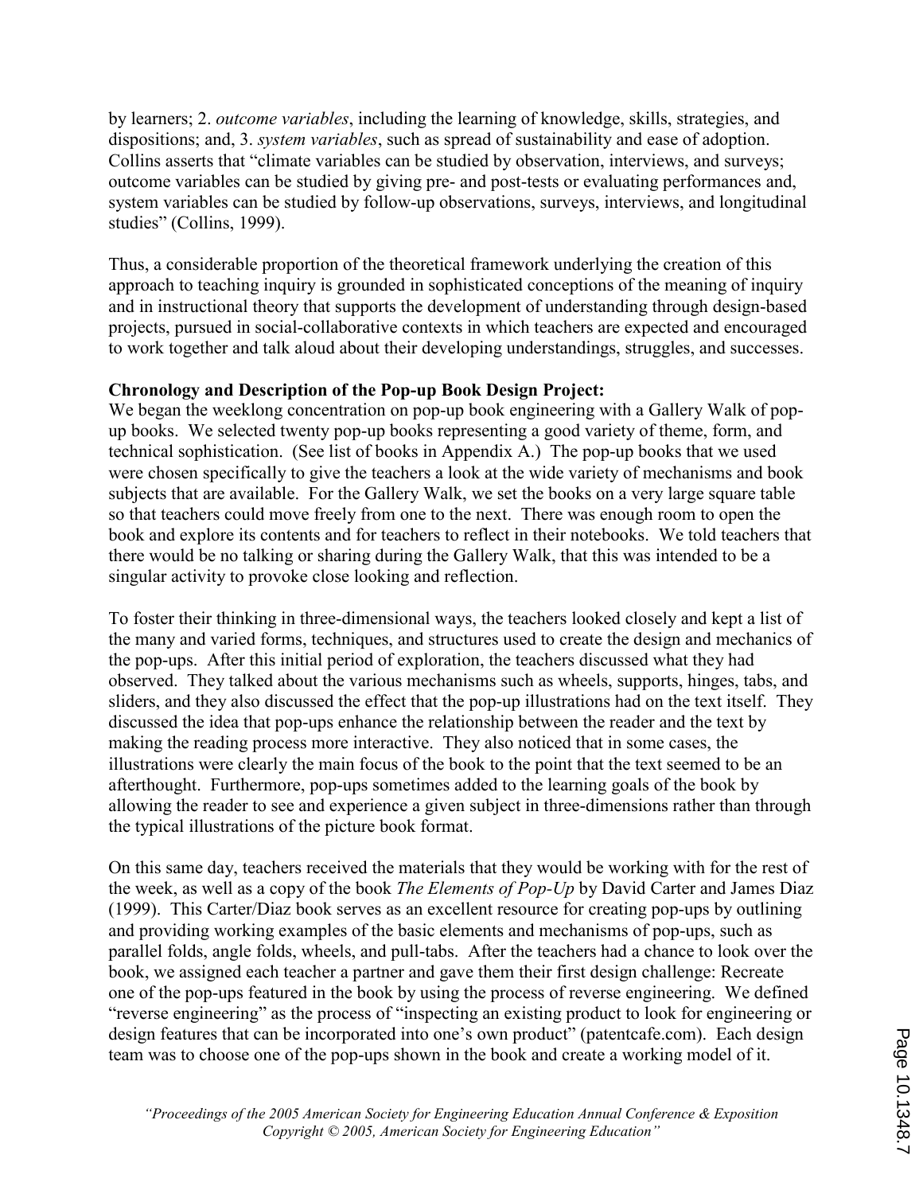by learners; 2. *outcome variables*, including the learning of knowledge, skills, strategies, and dispositions; and, 3. *system variables*, such as spread of sustainability and ease of adoption. Collins asserts that "climate variables can be studied by observation, interviews, and surveys; outcome variables can be studied by giving pre- and post-tests or evaluating performances and, system variables can be studied by follow-up observations, surveys, interviews, and longitudinal studies" (Collins, 1999).

Thus, a considerable proportion of the theoretical framework underlying the creation of this approach to teaching inquiry is grounded in sophisticated conceptions of the meaning of inquiry and in instructional theory that supports the development of understanding through design-based projects, pursued in social-collaborative contexts in which teachers are expected and encouraged to work together and talk aloud about their developing understandings, struggles, and successes.

**Chronology and Description of the Pop-up Book Design Project:**

We began the weeklong concentration on pop-up book engineering with a Gallery Walk of pop-up books. We selected twenty pop-up books representing a good variety of theme, form, and technical sophistication. (See list of books in Appendix A.) The pop-up books that we used were chosen specifically to give the teachers a look at the wide variety of mechanisms and book subjects that are available. For the Gallery Walk, we set the books on a very large square table so that teachers could move freely from one to the next. There was enough room to open the book and explore its contents and for teachers to reflect in their notebooks. We told teachers that there would be no talking or sharing during the Gallery Walk, that this was intended to be a singular activity to provoke close looking and reflection.

To foster their thinking in three-dimensional ways, the teachers looked closely and kept a list of the many and varied forms, techniques, and structures used to create the design and mechanics of the pop-ups. After this initial period of exploration, the teachers discussed what they had observed. They talked about the various mechanisms such as wheels, supports, hinges, tabs, and sliders, and they also discussed the effect that the pop-up illustrations had on the text itself. They discussed the idea that pop-ups enhance the relationship between the reader and the text by making the reading process more interactive. They also noticed that in some cases, the illustrations were clearly the main focus of the book to the point that the text seemed to be an afterthought. Furthermore, pop-ups sometimes added to the learning goals of the book by allowing the reader to see and experience a given subject in three-dimensions rather than through the typical illustrations of the picture book format.

On this same day, teachers received the materials that they would be working with for the rest of the week, as well as a copy of the book *The Elements of Pop-Up* by David Carter and James Diaz (1999). This Carter/Diaz book serves as an excellent resource for creating pop-ups by outlining and providing working examples of the basic elements and mechanisms of pop-ups, such as parallel folds, angle folds, wheels, and pull-tabs. After the teachers had a chance to look over the book, we assigned each teacher a partner and gave them their first design challenge: Recreate one of the pop-ups featured in the book by using the process of reverse engineering. We defined "reverse engineering" as the process of "inspecting an existing product to look for engineering or design features that can be incorporated into one's own product" (patentcafe.com). Each design team was to choose one of the pop-ups shown in the book and create a working model of it.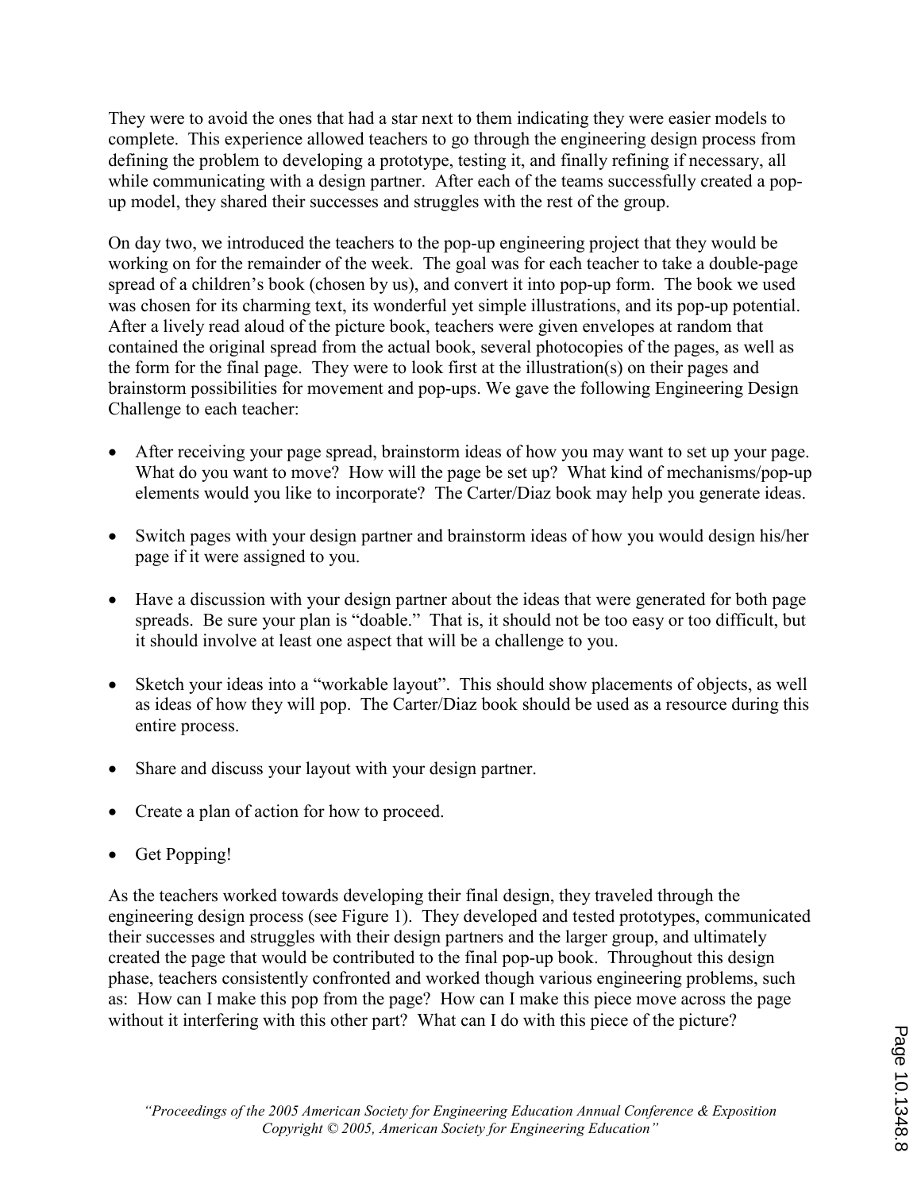They were to avoid the ones that had a star next to them indicating they were easier models to complete. This experience allowed teachers to go through the engineering design process from defining the problem to developing a prototype, testing it, and finally refining if necessary, all while communicating with a design partner. After each of the teams successfully created a pop-up model, they shared their successes and struggles with the rest of the group.

On day two, we introduced the teachers to the pop-up engineering project that they would be working on for the remainder of the week. The goal was for each teacher to take a double-page spread of a children's book (chosen by us), and convert it into pop-up form. The book we used was chosen for its charming text, its wonderful yet simple illustrations, and its pop-up potential. After a lively read aloud of the picture book, teachers were given envelopes at random that contained the original spread from the actual book, several photocopies of the pages, as well as the form for the final page. They were to look first at the illustration(s) on their pages and brainstorm possibilities for movement and pop-ups. We gave the following Engineering Design Challenge to each teacher:

- After receiving your page spread, brainstorm ideas of how you may want to set up your page. What do you want to move? How will the page be set up? What kind of mechanisms/pop-up elements would you like to incorporate? The Carter/Diaz book may help you generate ideas.
- Switch pages with your design partner and brainstorm ideas of how you would design his/her page if it were assigned to you.
- Have a discussion with your design partner about the ideas that were generated for both page spreads. Be sure your plan is "doable." That is, it should not be too easy or too difficult, but it should involve at least one aspect that will be a challenge to you.
- Sketch your ideas into a "workable layout". This should show placements of objects, as well as ideas of how they will pop. The Carter/Diaz book should be used as a resource during this entire process.
- Share and discuss your layout with your design partner.
- Create a plan of action for how to proceed.
- Get Popping!

As the teachers worked towards developing their final design, they traveled through the engineering design process (see Figure 1). They developed and tested prototypes, communicated their successes and struggles with their design partners and the larger group, and ultimately created the page that would be contributed to the final pop-up book. Throughout this design phase, teachers consistently confronted and worked though various engineering problems, such as: How can I make this pop from the page? How can I make this piece move across the page without it interfering with this other part? What can I do with this piece of the picture?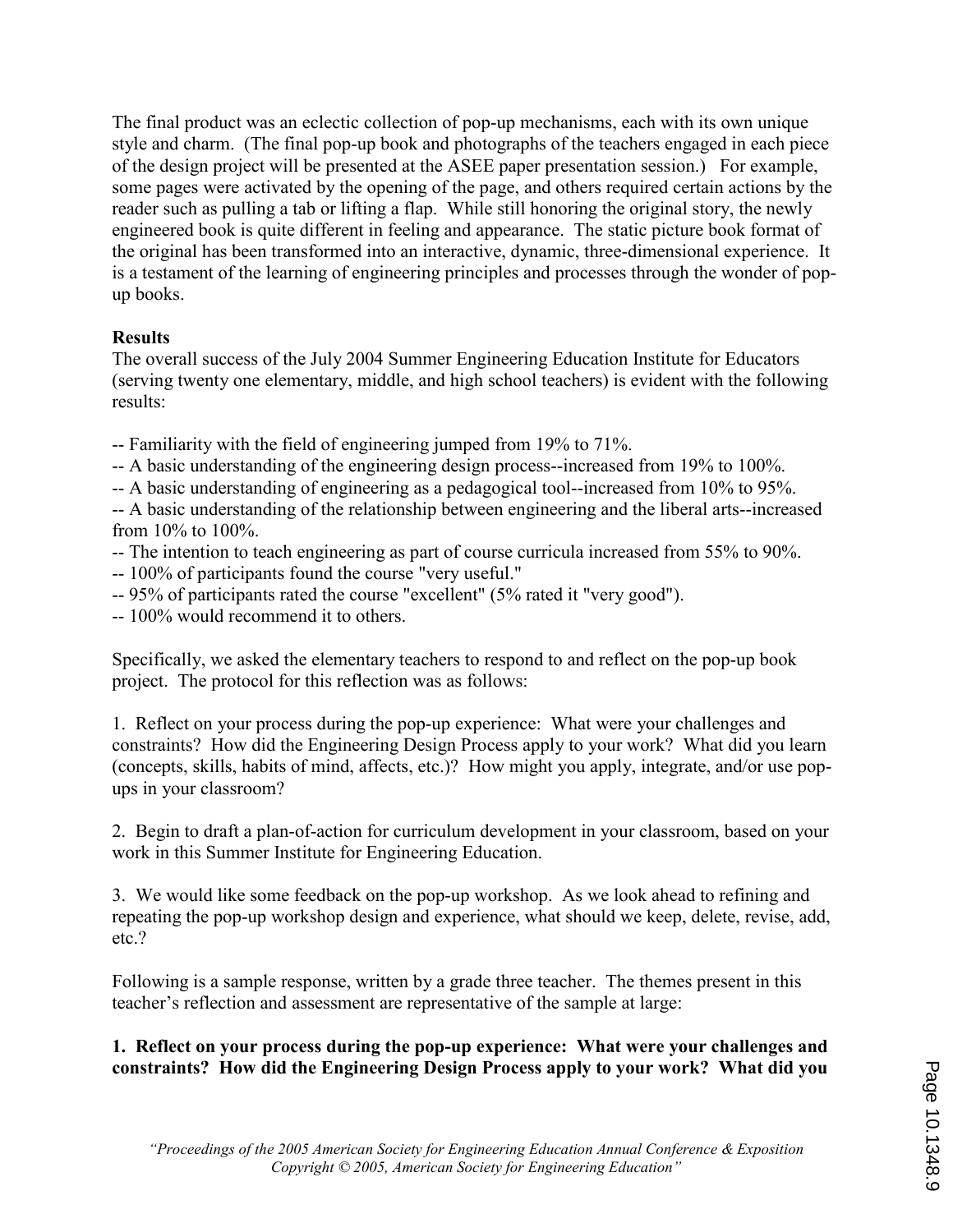The final product was an eclectic collection of pop-up mechanisms, each with its own unique style and charm. (The final pop-up book and photographs of the teachers engaged in each piece of the design project will be presented at the ASEE paper presentation session.) For example, some pages were activated by the opening of the page, and others required certain actions by the reader such as pulling a tab or lifting a flap. While still honoring the original story, the newly engineered book is quite different in feeling and appearance. The static picture book format of the original has been transformed into an interactive, dynamic, three-dimensional experience. It is a testament of the learning of engineering principles and processes through the wonder of pop-up books.

**Results**

The overall success of the July 2004 Summer Engineering Education Institute for Educators (serving twenty one elementary, middle, and high school teachers) is evident with the following results:

-- Familiarity with the field of engineering jumped from 19% to 71%.
-- A basic understanding of the engineering design process--increased from 19% to 100%.
-- A basic understanding of engineering as a pedagogical tool--increased from 10% to 95%.
-- A basic understanding of the relationship between engineering and the liberal arts--increased from 10% to 100%.
-- The intention to teach engineering as part of course curricula increased from 55% to 90%.
-- 100% of participants found the course "very useful."
-- 95% of participants rated the course "excellent" (5% rated it "very good").
-- 100% would recommend it to others.

Specifically, we asked the elementary teachers to respond to and reflect on the pop-up book project. The protocol for this reflection was as follows:

1. Reflect on your process during the pop-up experience: What were your challenges and constraints? How did the Engineering Design Process apply to your work? What did you learn (concepts, skills, habits of mind, affects, etc.)? How might you apply, integrate, and/or use pop-ups in your classroom?

2. Begin to draft a plan-of-action for curriculum development in your classroom, based on your work in this Summer Institute for Engineering Education.

3. We would like some feedback on the pop-up workshop. As we look ahead to refining and repeating the pop-up workshop design and experience, what should we keep, delete, revise, add, etc.?

Following is a sample response, written by a grade three teacher. The themes present in this teacher's reflection and assessment are representative of the sample at large:

**1. Reflect on your process during the pop-up experience: What were your challenges and constraints? How did the Engineering Design Process apply to your work? What did you**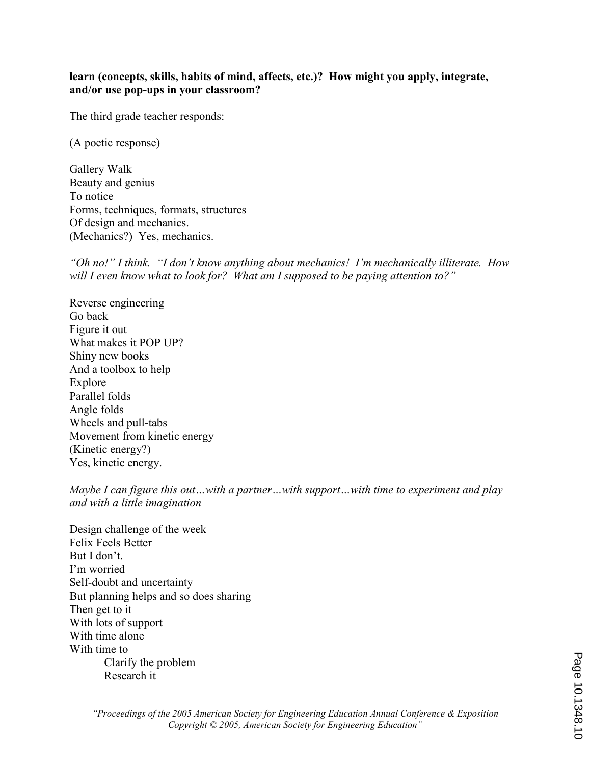**learn (concepts, skills, habits of mind, affects, etc.)? How might you apply, integrate, and/or use pop-ups in your classroom?**

The third grade teacher responds:

(A poetic response)

Gallery Walk  
Beauty and genius  
To notice  
Forms, techniques, formats, structures  
Of design and mechanics.  
(Mechanics?) Yes, mechanics.

*"Oh no!" I think. "I don't know anything about mechanics! I'm mechanically illiterate. How will I even know what to look for? What am I supposed to be paying attention to?"*

Reverse engineering  
Go back  
Figure it out  
What makes it POP UP?  
Shiny new books  
And a toolbox to help  
Explore  
Parallel folds  
Angle folds  
Wheels and pull-tabs  
Movement from kinetic energy  
(Kinetic energy?)  
Yes, kinetic energy.

*Maybe I can figure this out…with a partner…with support…with time to experiment and play and with a little imagination*

Design challenge of the week  
Felix Feels Better  
But I don't.  
I'm worried  
Self-doubt and uncertainty  
But planning helps and so does sharing  
Then get to it  
With lots of support  
With time alone  
With time to  
&nbsp;&nbsp;&nbsp;&nbsp;&nbsp;&nbsp;&nbsp;&nbsp;Clarify the problem  
&nbsp;&nbsp;&nbsp;&nbsp;&nbsp;&nbsp;&nbsp;&nbsp;Research it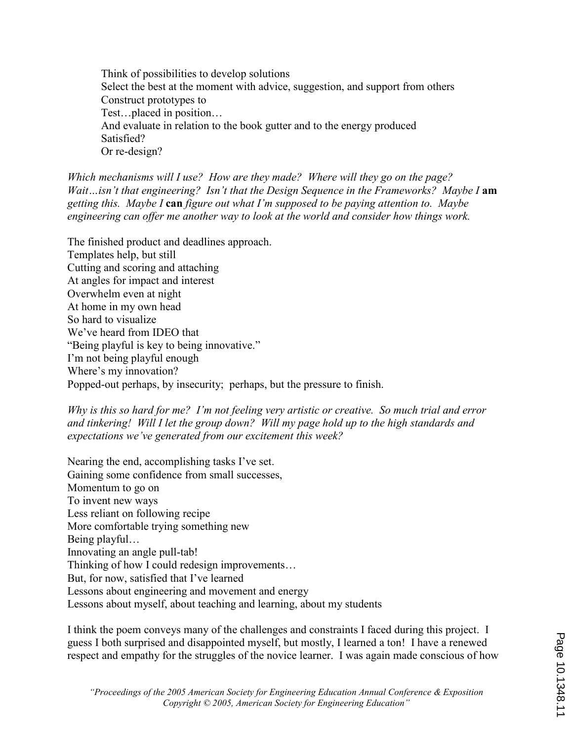Think of possibilities to develop solutions  
Select the best at the moment with advice, suggestion, and support from others  
Construct prototypes to  
Test…placed in position…  
And evaluate in relation to the book gutter and to the energy produced  
Satisfied?  
Or re-design?

*Which mechanisms will I use? How are they made? Where will they go on the page? Wait…isn't that engineering? Isn't that the Design Sequence in the Frameworks? Maybe I* **am** *getting this. Maybe I* **can** *figure out what I'm supposed to be paying attention to. Maybe engineering can offer me another way to look at the world and consider how things work.*

The finished product and deadlines approach.  
Templates help, but still  
Cutting and scoring and attaching  
At angles for impact and interest  
Overwhelm even at night  
At home in my own head  
So hard to visualize  
We've heard from IDEO that  
"Being playful is key to being innovative."  
I'm not being playful enough  
Where's my innovation?  
Popped-out perhaps, by insecurity; perhaps, but the pressure to finish.

*Why is this so hard for me? I'm not feeling very artistic or creative. So much trial and error and tinkering! Will I let the group down? Will my page hold up to the high standards and expectations we've generated from our excitement this week?*

Nearing the end, accomplishing tasks I've set.  
Gaining some confidence from small successes,  
Momentum to go on  
To invent new ways  
Less reliant on following recipe  
More comfortable trying something new  
Being playful…  
Innovating an angle pull-tab!  
Thinking of how I could redesign improvements…  
But, for now, satisfied that I've learned  
Lessons about engineering and movement and energy  
Lessons about myself, about teaching and learning, about my students

I think the poem conveys many of the challenges and constraints I faced during this project. I guess I both surprised and disappointed myself, but mostly, I learned a ton! I have a renewed respect and empathy for the struggles of the novice learner. I was again made conscious of how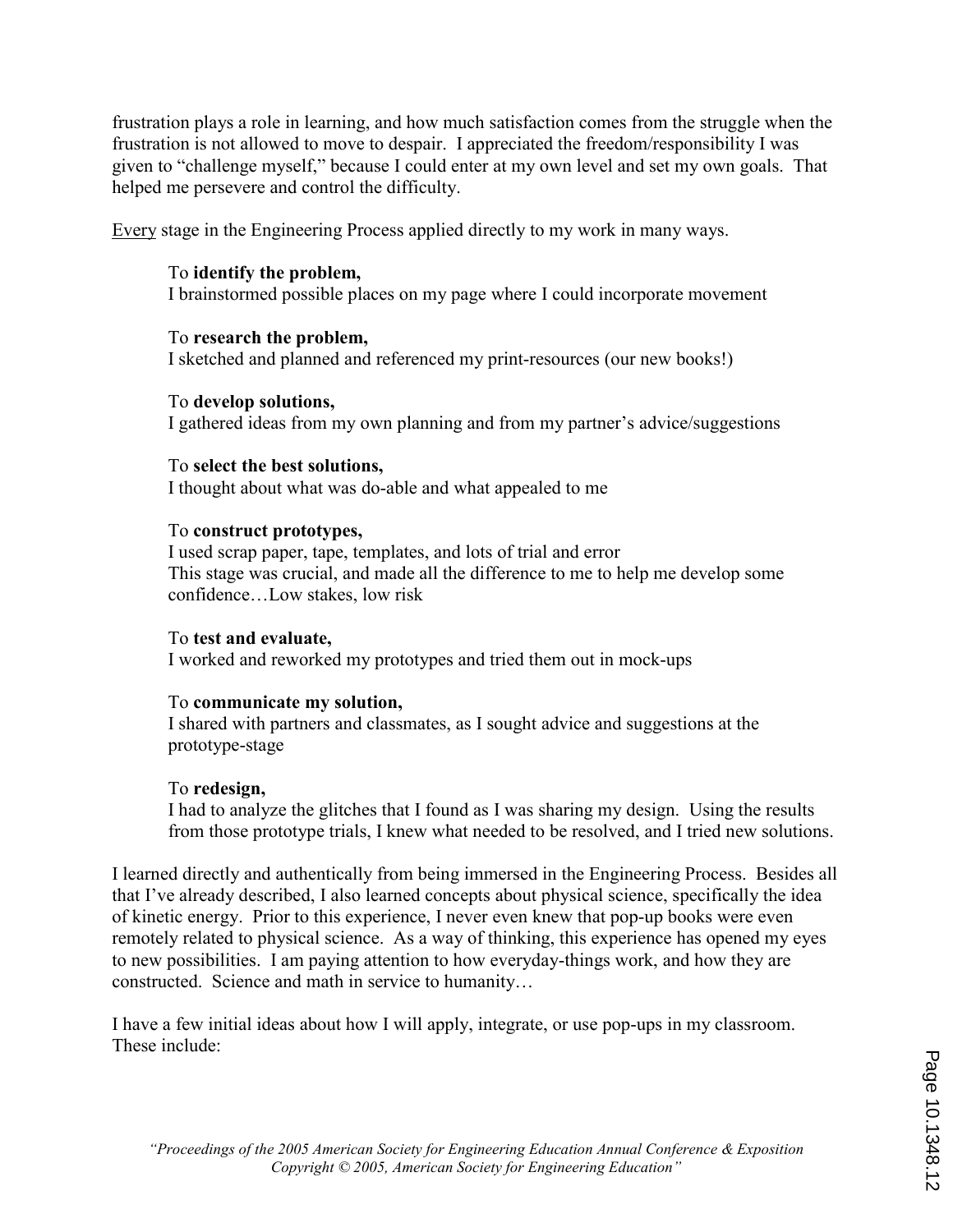frustration plays a role in learning, and how much satisfaction comes from the struggle when the frustration is not allowed to move to despair. I appreciated the freedom/responsibility I was given to "challenge myself," because I could enter at my own level and set my own goals. That helped me persevere and control the difficulty.

<u>Every</u> stage in the Engineering Process applied directly to my work in many ways.

> To **identify the problem,**
> I brainstormed possible places on my page where I could incorporate movement
>
> To **research the problem,**
> I sketched and planned and referenced my print-resources (our new books!)
>
> To **develop solutions,**
> I gathered ideas from my own planning and from my partner's advice/suggestions
>
> To **select the best solutions,**
> I thought about what was do-able and what appealed to me
>
> To **construct prototypes,**
> I used scrap paper, tape, templates, and lots of trial and error
> This stage was crucial, and made all the difference to me to help me develop some confidence…Low stakes, low risk
>
> To **test and evaluate,**
> I worked and reworked my prototypes and tried them out in mock-ups
>
> To **communicate my solution,**
> I shared with partners and classmates, as I sought advice and suggestions at the prototype-stage
>
> To **redesign,**
> I had to analyze the glitches that I found as I was sharing my design. Using the results from those prototype trials, I knew what needed to be resolved, and I tried new solutions.

I learned directly and authentically from being immersed in the Engineering Process. Besides all that I've already described, I also learned concepts about physical science, specifically the idea of kinetic energy. Prior to this experience, I never even knew that pop-up books were even remotely related to physical science. As a way of thinking, this experience has opened my eyes to new possibilities. I am paying attention to how everyday-things work, and how they are constructed. Science and math in service to humanity…

I have a few initial ideas about how I will apply, integrate, or use pop-ups in my classroom. These include: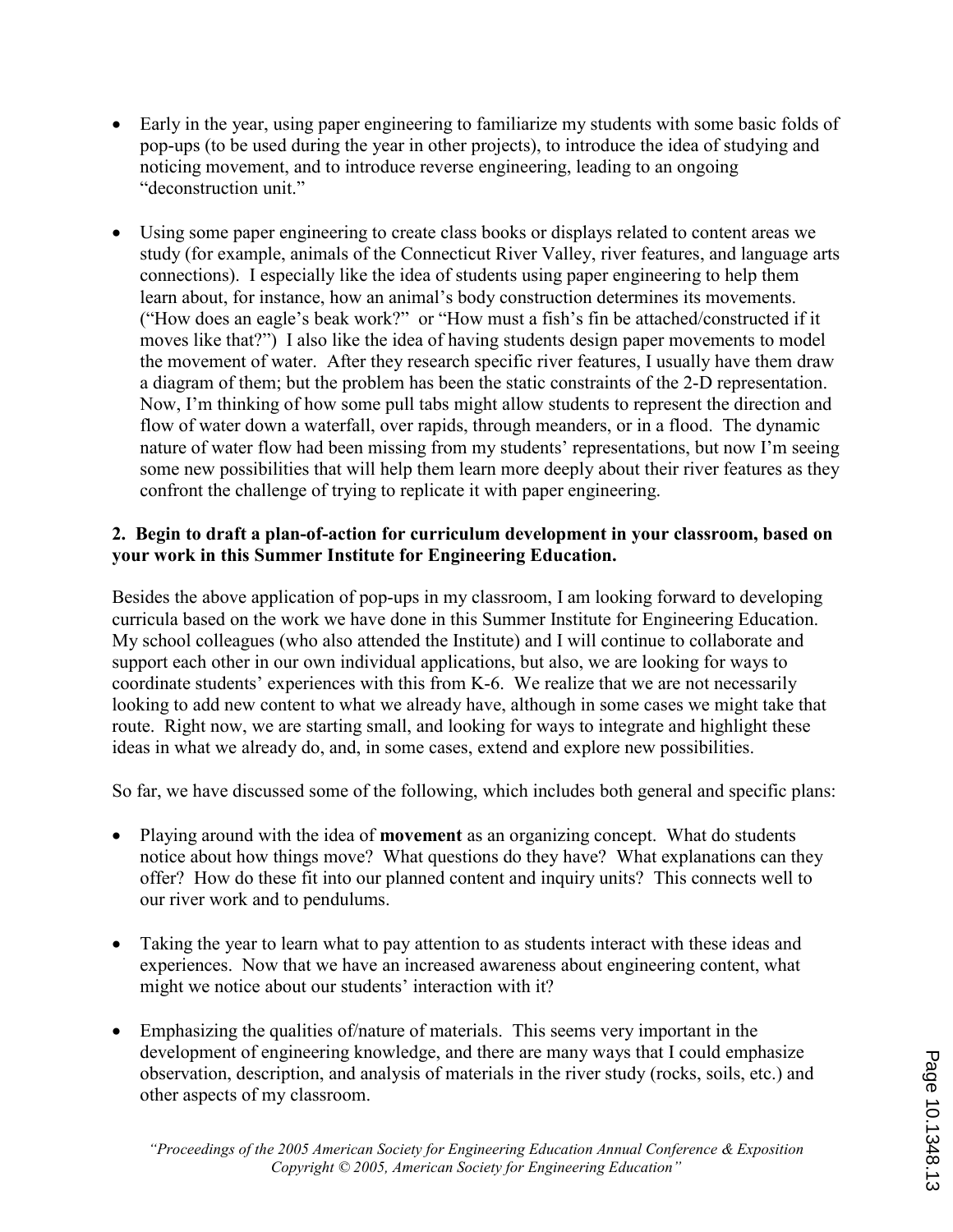- Early in the year, using paper engineering to familiarize my students with some basic folds of pop-ups (to be used during the year in other projects), to introduce the idea of studying and noticing movement, and to introduce reverse engineering, leading to an ongoing "deconstruction unit."

- Using some paper engineering to create class books or displays related to content areas we study (for example, animals of the Connecticut River Valley, river features, and language arts connections). I especially like the idea of students using paper engineering to help them learn about, for instance, how an animal's body construction determines its movements. ("How does an eagle's beak work?" or "How must a fish's fin be attached/constructed if it moves like that?") I also like the idea of having students design paper movements to model the movement of water. After they research specific river features, I usually have them draw a diagram of them; but the problem has been the static constraints of the 2-D representation. Now, I'm thinking of how some pull tabs might allow students to represent the direction and flow of water down a waterfall, over rapids, through meanders, or in a flood. The dynamic nature of water flow had been missing from my students' representations, but now I'm seeing some new possibilities that will help them learn more deeply about their river features as they confront the challenge of trying to replicate it with paper engineering.

**2. Begin to draft a plan-of-action for curriculum development in your classroom, based on your work in this Summer Institute for Engineering Education.**

Besides the above application of pop-ups in my classroom, I am looking forward to developing curricula based on the work we have done in this Summer Institute for Engineering Education. My school colleagues (who also attended the Institute) and I will continue to collaborate and support each other in our own individual applications, but also, we are looking for ways to coordinate students' experiences with this from K-6. We realize that we are not necessarily looking to add new content to what we already have, although in some cases we might take that route. Right now, we are starting small, and looking for ways to integrate and highlight these ideas in what we already do, and, in some cases, extend and explore new possibilities.

So far, we have discussed some of the following, which includes both general and specific plans:

- Playing around with the idea of **movement** as an organizing concept. What do students notice about how things move? What questions do they have? What explanations can they offer? How do these fit into our planned content and inquiry units? This connects well to our river work and to pendulums.

- Taking the year to learn what to pay attention to as students interact with these ideas and experiences. Now that we have an increased awareness about engineering content, what might we notice about our students' interaction with it?

- Emphasizing the qualities of/nature of materials. This seems very important in the development of engineering knowledge, and there are many ways that I could emphasize observation, description, and analysis of materials in the river study (rocks, soils, etc.) and other aspects of my classroom.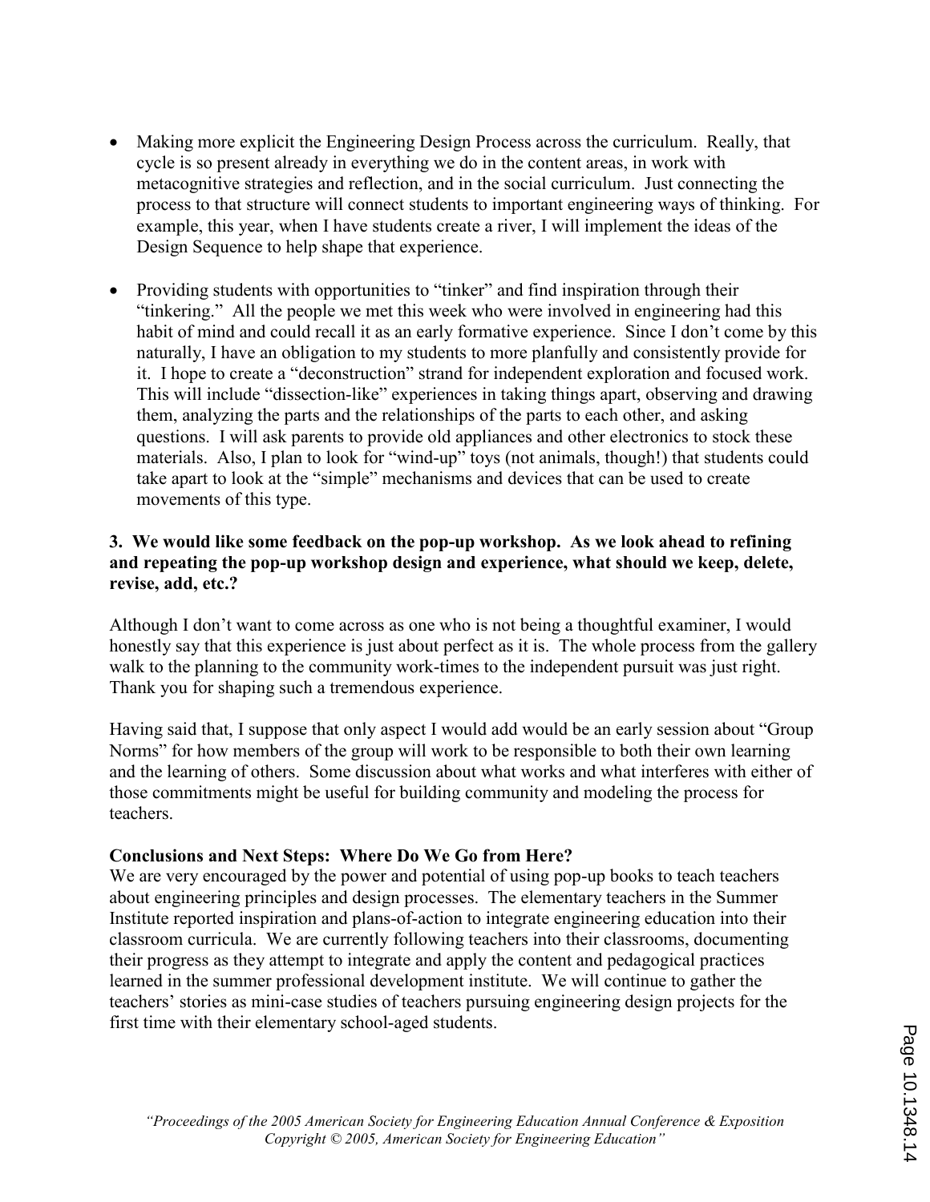- Making more explicit the Engineering Design Process across the curriculum. Really, that cycle is so present already in everything we do in the content areas, in work with metacognitive strategies and reflection, and in the social curriculum. Just connecting the process to that structure will connect students to important engineering ways of thinking. For example, this year, when I have students create a river, I will implement the ideas of the Design Sequence to help shape that experience.

- Providing students with opportunities to "tinker" and find inspiration through their "tinkering." All the people we met this week who were involved in engineering had this habit of mind and could recall it as an early formative experience. Since I don't come by this naturally, I have an obligation to my students to more planfully and consistently provide for it. I hope to create a "deconstruction" strand for independent exploration and focused work. This will include "dissection-like" experiences in taking things apart, observing and drawing them, analyzing the parts and the relationships of the parts to each other, and asking questions. I will ask parents to provide old appliances and other electronics to stock these materials. Also, I plan to look for "wind-up" toys (not animals, though!) that students could take apart to look at the "simple" mechanisms and devices that can be used to create movements of this type.

**3. We would like some feedback on the pop-up workshop. As we look ahead to refining and repeating the pop-up workshop design and experience, what should we keep, delete, revise, add, etc.?**

Although I don't want to come across as one who is not being a thoughtful examiner, I would honestly say that this experience is just about perfect as it is. The whole process from the gallery walk to the planning to the community work-times to the independent pursuit was just right. Thank you for shaping such a tremendous experience.

Having said that, I suppose that only aspect I would add would be an early session about "Group Norms" for how members of the group will work to be responsible to both their own learning and the learning of others. Some discussion about what works and what interferes with either of those commitments might be useful for building community and modeling the process for teachers.

**Conclusions and Next Steps: Where Do We Go from Here?**

We are very encouraged by the power and potential of using pop-up books to teach teachers about engineering principles and design processes. The elementary teachers in the Summer Institute reported inspiration and plans-of-action to integrate engineering education into their classroom curricula. We are currently following teachers into their classrooms, documenting their progress as they attempt to integrate and apply the content and pedagogical practices learned in the summer professional development institute. We will continue to gather the teachers' stories as mini-case studies of teachers pursuing engineering design projects for the first time with their elementary school-aged students.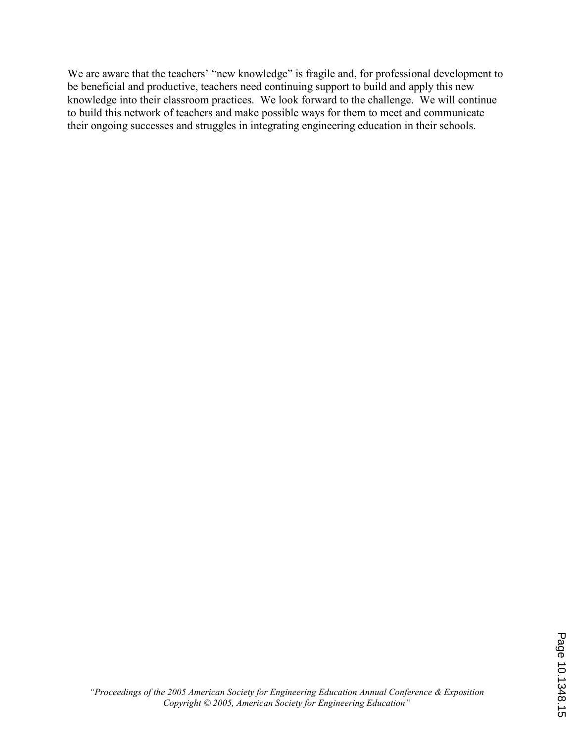We are aware that the teachers' "new knowledge" is fragile and, for professional development to be beneficial and productive, teachers need continuing support to build and apply this new knowledge into their classroom practices. We look forward to the challenge. We will continue to build this network of teachers and make possible ways for them to meet and communicate their ongoing successes and struggles in integrating engineering education in their schools.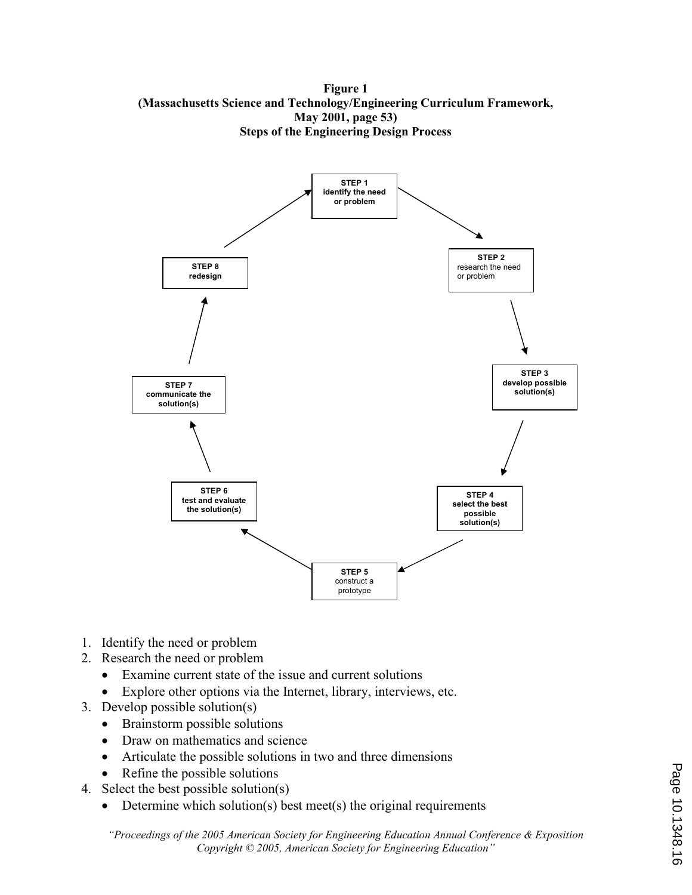**Figure 1**
**(Massachusetts Science and Technology/Engineering Curriculum Framework, May 2001, page 53)**
**Steps of the Engineering Design Process**

STEP 1
identify the need or problem

STEP 2
research the need or problem

STEP 3
develop possible solution(s)

STEP 4
select the best possible solution(s)

STEP 5
construct a prototype

STEP 6
test and evaluate the solution(s)

STEP 7
communicate the solution(s)

STEP 8
redesign

1. Identify the need or problem
2. Research the need or problem
   - Examine current state of the issue and current solutions
   - Explore other options via the Internet, library, interviews, etc.
3. Develop possible solution(s)
   - Brainstorm possible solutions
   - Draw on mathematics and science
   - Articulate the possible solutions in two and three dimensions
   - Refine the possible solutions
4. Select the best possible solution(s)
   - Determine which solution(s) best meet(s) the original requirements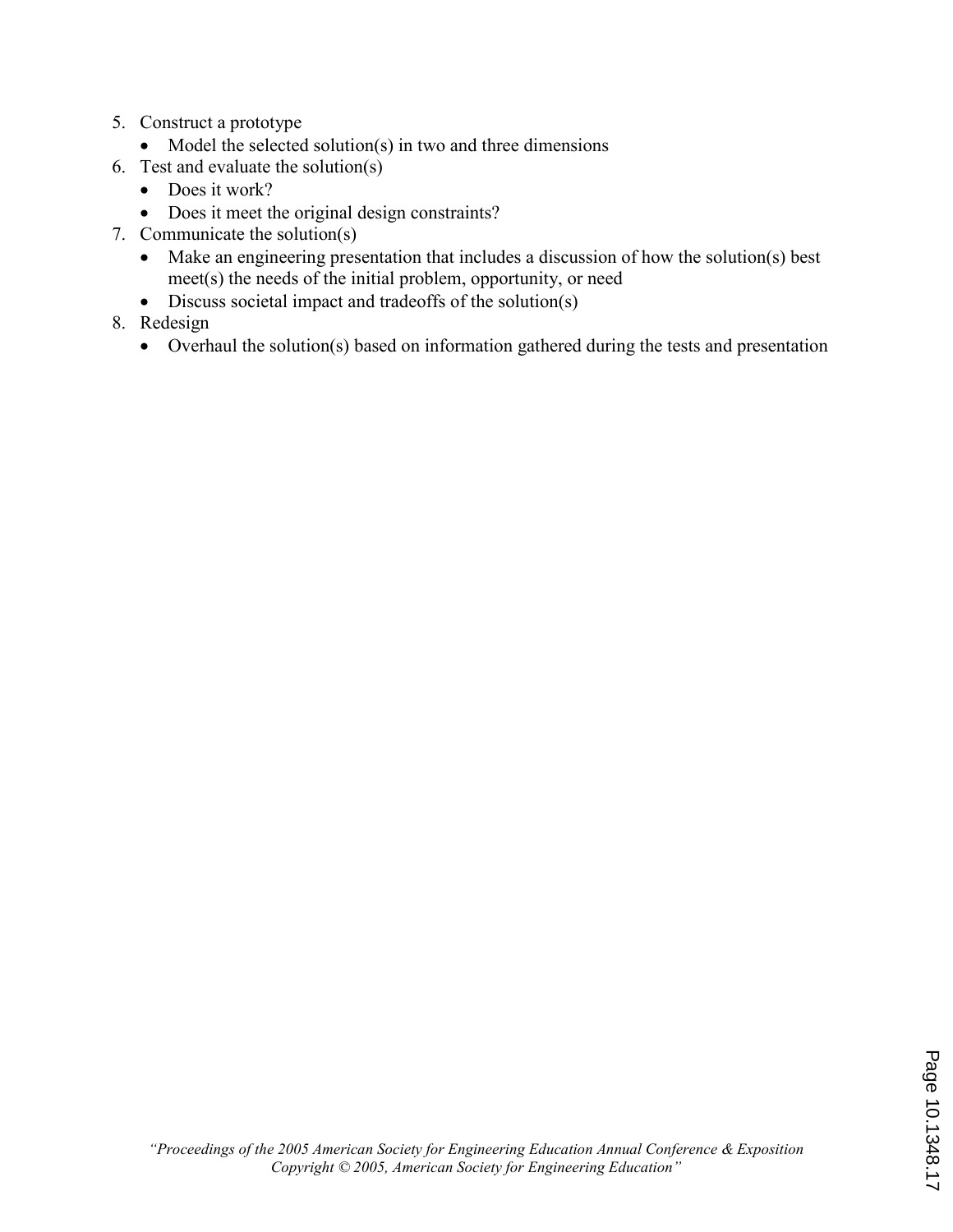5. Construct a prototype
    - Model the selected solution(s) in two and three dimensions
6. Test and evaluate the solution(s)
    - Does it work?
    - Does it meet the original design constraints?
7. Communicate the solution(s)
    - Make an engineering presentation that includes a discussion of how the solution(s) best meet(s) the needs of the initial problem, opportunity, or need
    - Discuss societal impact and tradeoffs of the solution(s)
8. Redesign
    - Overhaul the solution(s) based on information gathered during the tests and presentation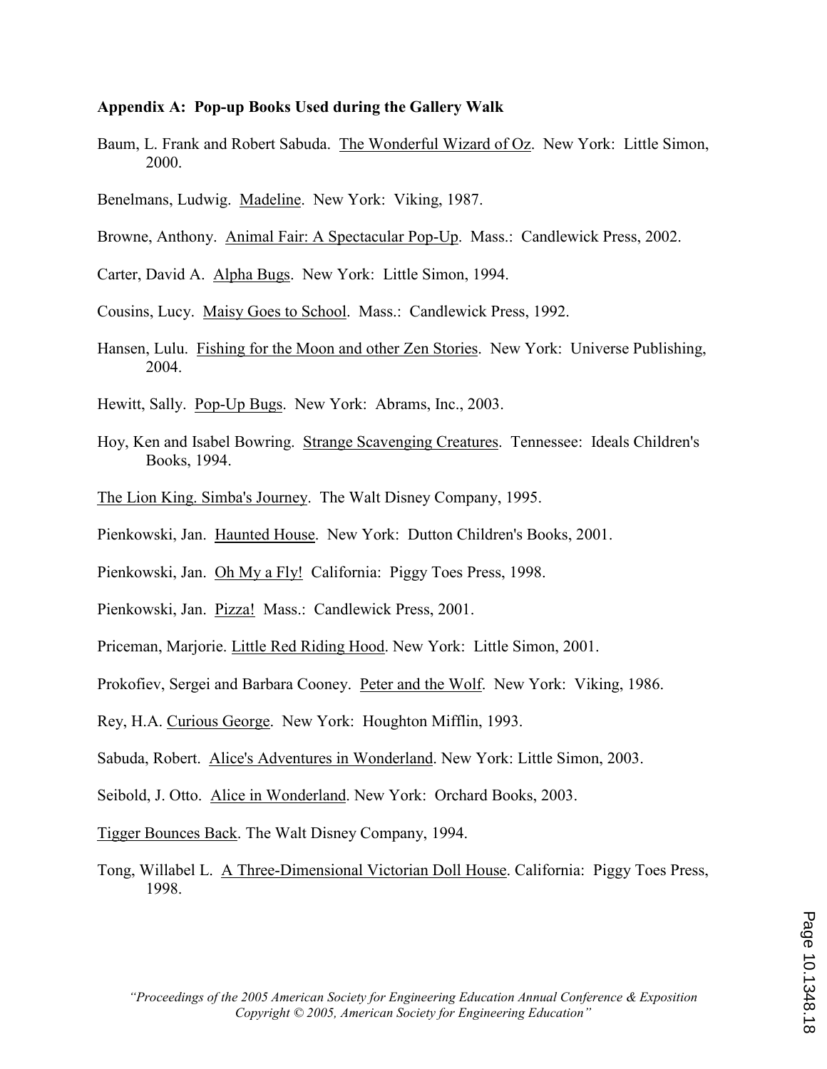**Appendix A: Pop-up Books Used during the Gallery Walk**

Baum, L. Frank and Robert Sabuda. The Wonderful Wizard of Oz. New York: Little Simon, 2000.

Benelmans, Ludwig. Madeline. New York: Viking, 1987.

Browne, Anthony. Animal Fair: A Spectacular Pop-Up. Mass.: Candlewick Press, 2002.

Carter, David A. Alpha Bugs. New York: Little Simon, 1994.

Cousins, Lucy. Maisy Goes to School. Mass.: Candlewick Press, 1992.

Hansen, Lulu. Fishing for the Moon and other Zen Stories. New York: Universe Publishing, 2004.

Hewitt, Sally. Pop-Up Bugs. New York: Abrams, Inc., 2003.

Hoy, Ken and Isabel Bowring. Strange Scavenging Creatures. Tennessee: Ideals Children's Books, 1994.

The Lion King. Simba's Journey. The Walt Disney Company, 1995.

Pienkowski, Jan. Haunted House. New York: Dutton Children's Books, 2001.

Pienkowski, Jan. Oh My a Fly! California: Piggy Toes Press, 1998.

Pienkowski, Jan. Pizza! Mass.: Candlewick Press, 2001.

Priceman, Marjorie. Little Red Riding Hood. New York: Little Simon, 2001.

Prokofiev, Sergei and Barbara Cooney. Peter and the Wolf. New York: Viking, 1986.

Rey, H.A. Curious George. New York: Houghton Mifflin, 1993.

Sabuda, Robert. Alice's Adventures in Wonderland. New York: Little Simon, 2003.

Seibold, J. Otto. Alice in Wonderland. New York: Orchard Books, 2003.

Tigger Bounces Back. The Walt Disney Company, 1994.

Tong, Willabel L. A Three-Dimensional Victorian Doll House. California: Piggy Toes Press, 1998.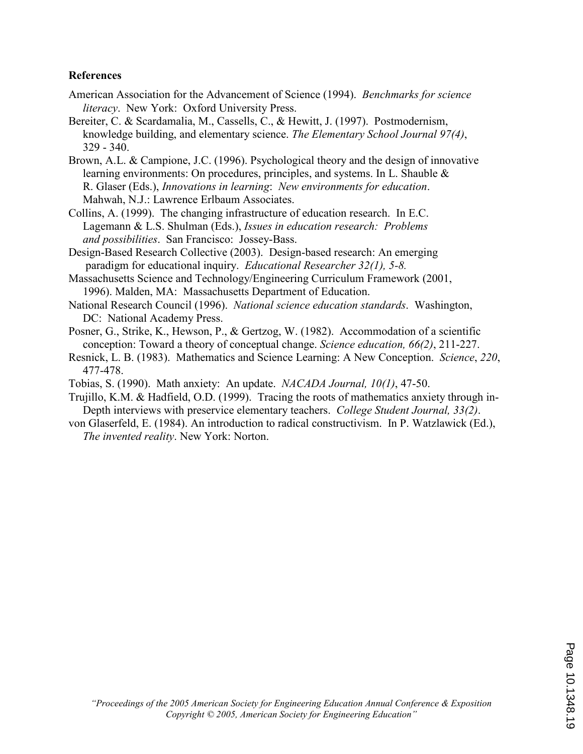**References**

American Association for the Advancement of Science (1994). *Benchmarks for science literacy*. New York: Oxford University Press.

Bereiter, C. & Scardamalia, M., Cassells, C., & Hewitt, J. (1997). Postmodernism, knowledge building, and elementary science. *The Elementary School Journal 97(4)*, 329 - 340.

Brown, A.L. & Campione, J.C. (1996). Psychological theory and the design of innovative learning environments: On procedures, principles, and systems. In L. Shauble & R. Glaser (Eds.), *Innovations in learning*: *New environments for education*. Mahwah, N.J.: Lawrence Erlbaum Associates.

Collins, A. (1999). The changing infrastructure of education research. In E.C. Lagemann & L.S. Shulman (Eds.), *Issues in education research: Problems and possibilities*. San Francisco: Jossey-Bass.

Design-Based Research Collective (2003). Design-based research: An emerging paradigm for educational inquiry. *Educational Researcher 32(1), 5-8.*

Massachusetts Science and Technology/Engineering Curriculum Framework (2001, 1996). Malden, MA: Massachusetts Department of Education.

National Research Council (1996). *National science education standards*. Washington, DC: National Academy Press.

Posner, G., Strike, K., Hewson, P., & Gertzog, W. (1982). Accommodation of a scientific conception: Toward a theory of conceptual change. *Science education, 66(2)*, 211-227.

Resnick, L. B. (1983). Mathematics and Science Learning: A New Conception. *Science*, *220*, 477-478.

Tobias, S. (1990). Math anxiety: An update. *NACADA Journal, 10(1)*, 47-50.

Trujillo, K.M. & Hadfield, O.D. (1999). Tracing the roots of mathematics anxiety through in-Depth interviews with preservice elementary teachers. *College Student Journal, 33(2)*.

von Glaserfeld, E. (1984). An introduction to radical constructivism. In P. Watzlawick (Ed.), *The invented reality*. New York: Norton.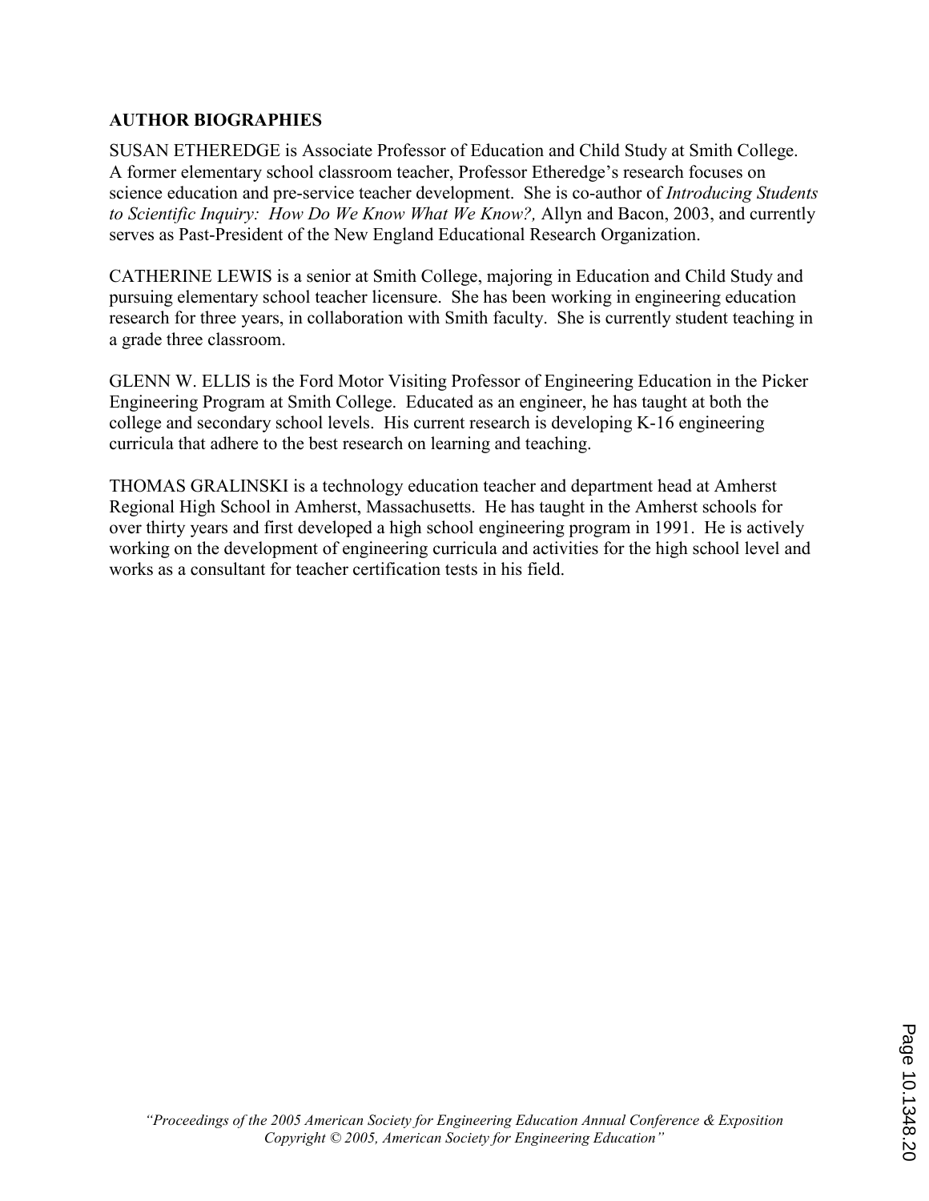## AUTHOR BIOGRAPHIES

SUSAN ETHEREDGE is Associate Professor of Education and Child Study at Smith College. A former elementary school classroom teacher, Professor Etheredge's research focuses on science education and pre-service teacher development. She is co-author of *Introducing Students to Scientific Inquiry: How Do We Know What We Know?,* Allyn and Bacon, 2003, and currently serves as Past-President of the New England Educational Research Organization.

CATHERINE LEWIS is a senior at Smith College, majoring in Education and Child Study and pursuing elementary school teacher licensure. She has been working in engineering education research for three years, in collaboration with Smith faculty. She is currently student teaching in a grade three classroom.

GLENN W. ELLIS is the Ford Motor Visiting Professor of Engineering Education in the Picker Engineering Program at Smith College. Educated as an engineer, he has taught at both the college and secondary school levels. His current research is developing K-16 engineering curricula that adhere to the best research on learning and teaching.

THOMAS GRALINSKI is a technology education teacher and department head at Amherst Regional High School in Amherst, Massachusetts. He has taught in the Amherst schools for over thirty years and first developed a high school engineering program in 1991. He is actively working on the development of engineering curricula and activities for the high school level and works as a consultant for teacher certification tests in his field.